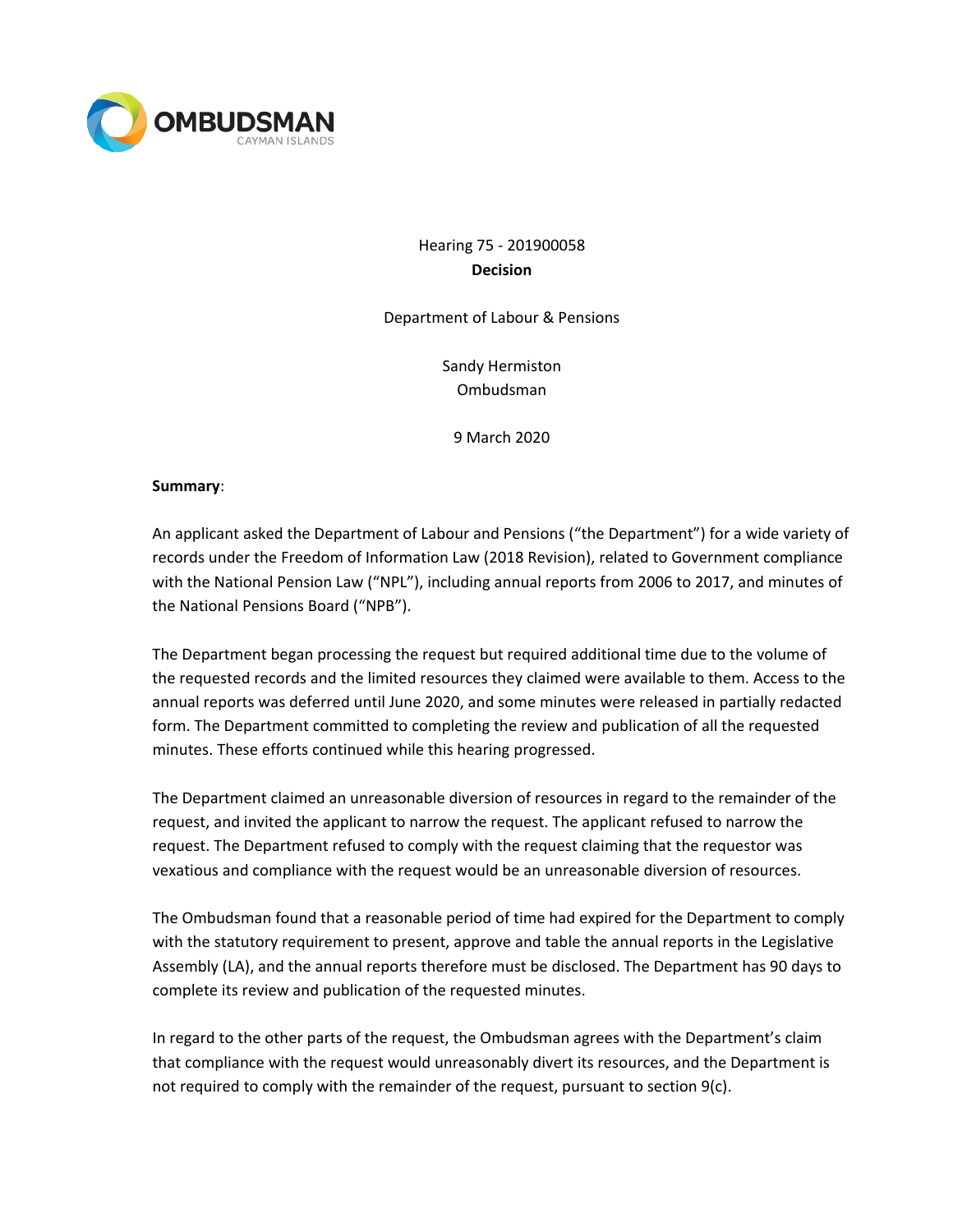OMBUDSMAN
CAYMAN ISLANDS

Hearing 75 - 201900058
**Decision**

Department of Labour & Pensions

Sandy Hermiston
Ombudsman

9 March 2020

**Summary**:

An applicant asked the Department of Labour and Pensions ("the Department") for a wide variety of records under the Freedom of Information Law (2018 Revision), related to Government compliance with the National Pension Law ("NPL"), including annual reports from 2006 to 2017, and minutes of the National Pensions Board ("NPB").

The Department began processing the request but required additional time due to the volume of the requested records and the limited resources they claimed were available to them. Access to the annual reports was deferred until June 2020, and some minutes were released in partially redacted form. The Department committed to completing the review and publication of all the requested minutes. These efforts continued while this hearing progressed.

The Department claimed an unreasonable diversion of resources in regard to the remainder of the request, and invited the applicant to narrow the request. The applicant refused to narrow the request. The Department refused to comply with the request claiming that the requestor was vexatious and compliance with the request would be an unreasonable diversion of resources.

The Ombudsman found that a reasonable period of time had expired for the Department to comply with the statutory requirement to present, approve and table the annual reports in the Legislative Assembly (LA), and the annual reports therefore must be disclosed. The Department has 90 days to complete its review and publication of the requested minutes.

In regard to the other parts of the request, the Ombudsman agrees with the Department's claim that compliance with the request would unreasonably divert its resources, and the Department is not required to comply with the remainder of the request, pursuant to section 9(c).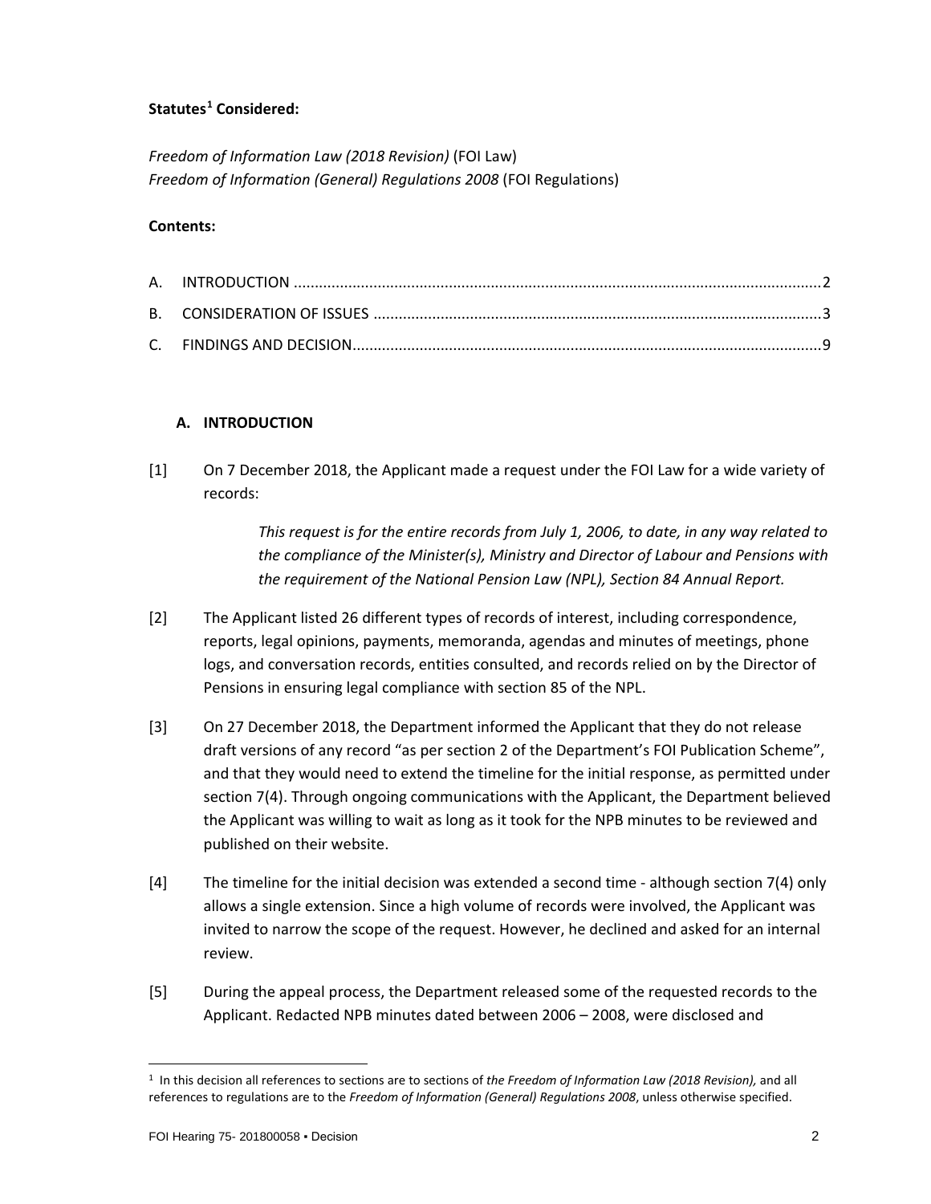**Statutes[1] Considered:**

*Freedom of Information Law (2018 Revision)* (FOI Law)
*Freedom of Information (General) Regulations 2008* (FOI Regulations)

**Contents:**

A. INTRODUCTION ..... 2
B. CONSIDERATION OF ISSUES ..... 3
C. FINDINGS AND DECISION ..... 9

## A. INTRODUCTION

[1] On 7 December 2018, the Applicant made a request under the FOI Law for a wide variety of records:

> *This request is for the entire records from July 1, 2006, to date, in any way related to the compliance of the Minister(s), Ministry and Director of Labour and Pensions with the requirement of the National Pension Law (NPL), Section 84 Annual Report.*

[2] The Applicant listed 26 different types of records of interest, including correspondence, reports, legal opinions, payments, memoranda, agendas and minutes of meetings, phone logs, and conversation records, entities consulted, and records relied on by the Director of Pensions in ensuring legal compliance with section 85 of the NPL.

[3] On 27 December 2018, the Department informed the Applicant that they do not release draft versions of any record "as per section 2 of the Department's FOI Publication Scheme", and that they would need to extend the timeline for the initial response, as permitted under section 7(4). Through ongoing communications with the Applicant, the Department believed the Applicant was willing to wait as long as it took for the NPB minutes to be reviewed and published on their website.

[4] The timeline for the initial decision was extended a second time - although section 7(4) only allows a single extension. Since a high volume of records were involved, the Applicant was invited to narrow the scope of the request. However, he declined and asked for an internal review.

[5] During the appeal process, the Department released some of the requested records to the Applicant. Redacted NPB minutes dated between 2006 – 2008, were disclosed and

---

[1] In this decision all references to sections are to sections of *the Freedom of Information Law (2018 Revision),* and all references to regulations are to the *Freedom of Information (General) Regulations 2008*, unless otherwise specified.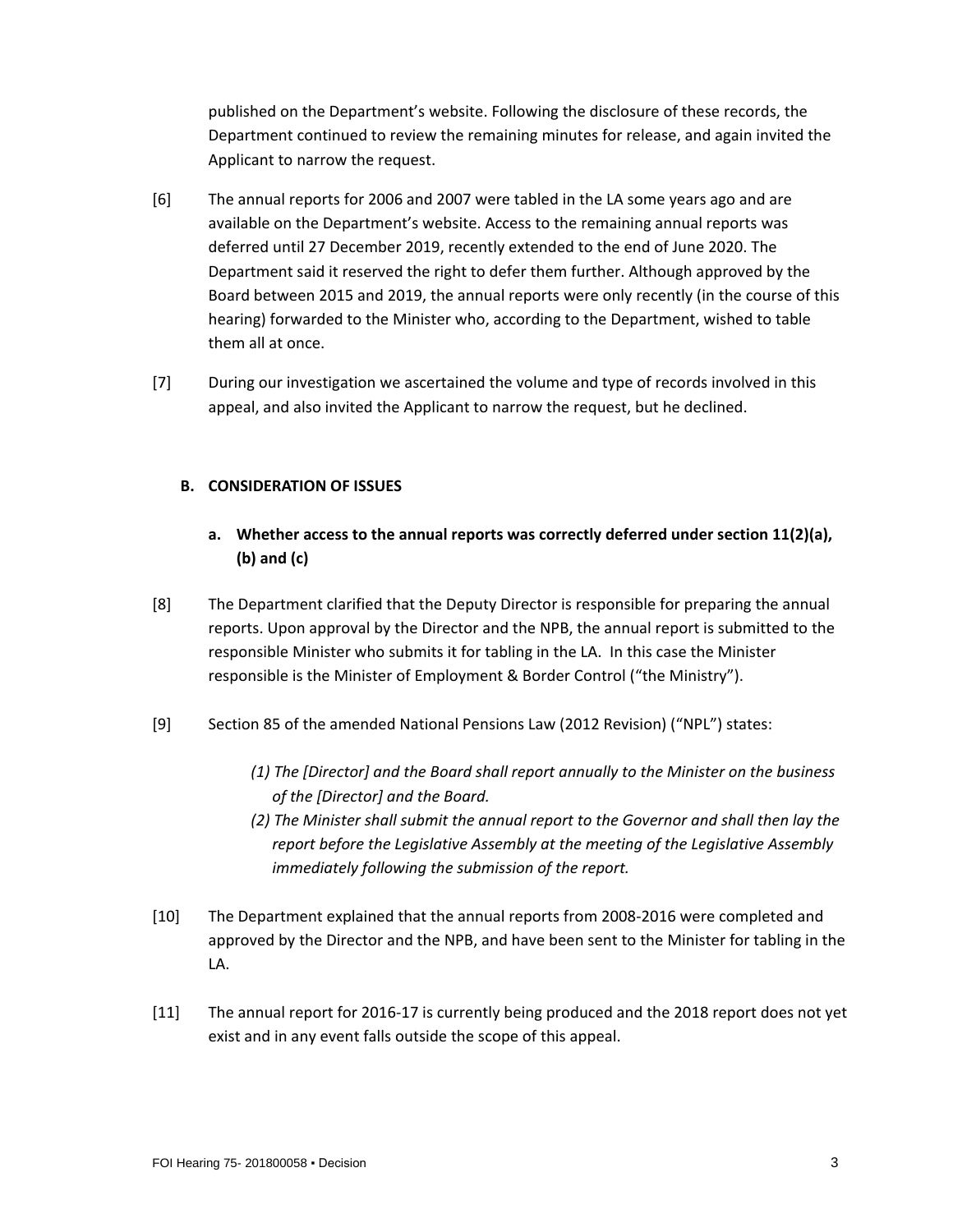published on the Department's website. Following the disclosure of these records, the Department continued to review the remaining minutes for release, and again invited the Applicant to narrow the request.

[6] The annual reports for 2006 and 2007 were tabled in the LA some years ago and are available on the Department's website. Access to the remaining annual reports was deferred until 27 December 2019, recently extended to the end of June 2020. The Department said it reserved the right to defer them further. Although approved by the Board between 2015 and 2019, the annual reports were only recently (in the course of this hearing) forwarded to the Minister who, according to the Department, wished to table them all at once.

[7] During our investigation we ascertained the volume and type of records involved in this appeal, and also invited the Applicant to narrow the request, but he declined.

## B. CONSIDERATION OF ISSUES

### a. Whether access to the annual reports was correctly deferred under section 11(2)(a), (b) and (c)

[8] The Department clarified that the Deputy Director is responsible for preparing the annual reports. Upon approval by the Director and the NPB, the annual report is submitted to the responsible Minister who submits it for tabling in the LA. In this case the Minister responsible is the Minister of Employment & Border Control ("the Ministry").

[9] Section 85 of the amended National Pensions Law (2012 Revision) ("NPL") states:

> *(1) The [Director] and the Board shall report annually to the Minister on the business of the [Director] and the Board.*
>
> *(2) The Minister shall submit the annual report to the Governor and shall then lay the report before the Legislative Assembly at the meeting of the Legislative Assembly immediately following the submission of the report.*

[10] The Department explained that the annual reports from 2008-2016 were completed and approved by the Director and the NPB, and have been sent to the Minister for tabling in the LA.

[11] The annual report for 2016-17 is currently being produced and the 2018 report does not yet exist and in any event falls outside the scope of this appeal.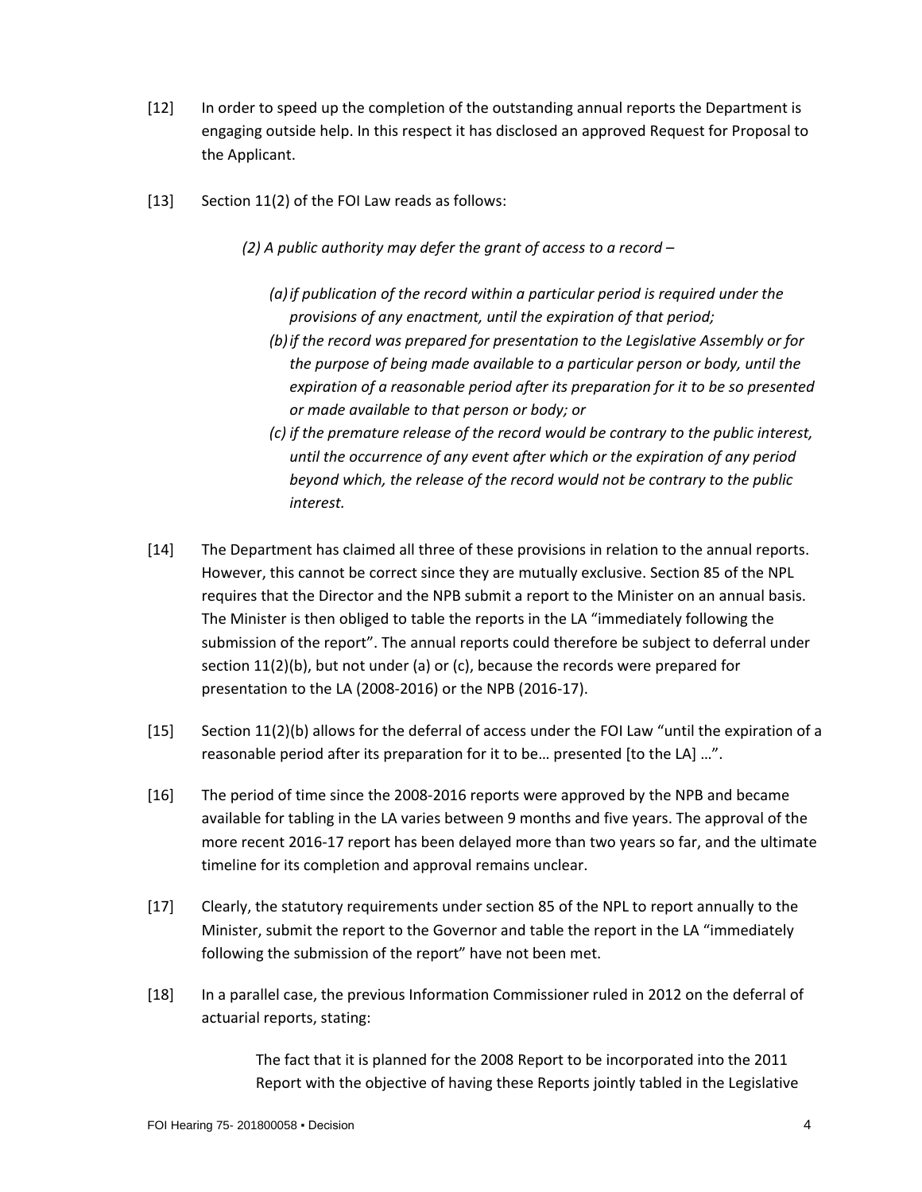[12] In order to speed up the completion of the outstanding annual reports the Department is engaging outside help. In this respect it has disclosed an approved Request for Proposal to the Applicant.

[13] Section 11(2) of the FOI Law reads as follows:

> *(2) A public authority may defer the grant of access to a record –*
>
> *(a) if publication of the record within a particular period is required under the provisions of any enactment, until the expiration of that period;*
> *(b) if the record was prepared for presentation to the Legislative Assembly or for the purpose of being made available to a particular person or body, until the expiration of a reasonable period after its preparation for it to be so presented or made available to that person or body; or*
> *(c) if the premature release of the record would be contrary to the public interest, until the occurrence of any event after which or the expiration of any period beyond which, the release of the record would not be contrary to the public interest.*

[14] The Department has claimed all three of these provisions in relation to the annual reports. However, this cannot be correct since they are mutually exclusive. Section 85 of the NPL requires that the Director and the NPB submit a report to the Minister on an annual basis. The Minister is then obliged to table the reports in the LA "immediately following the submission of the report". The annual reports could therefore be subject to deferral under section 11(2)(b), but not under (a) or (c), because the records were prepared for presentation to the LA (2008-2016) or the NPB (2016-17).

[15] Section 11(2)(b) allows for the deferral of access under the FOI Law "until the expiration of a reasonable period after its preparation for it to be… presented [to the LA] …".

[16] The period of time since the 2008-2016 reports were approved by the NPB and became available for tabling in the LA varies between 9 months and five years. The approval of the more recent 2016-17 report has been delayed more than two years so far, and the ultimate timeline for its completion and approval remains unclear.

[17] Clearly, the statutory requirements under section 85 of the NPL to report annually to the Minister, submit the report to the Governor and table the report in the LA "immediately following the submission of the report" have not been met.

[18] In a parallel case, the previous Information Commissioner ruled in 2012 on the deferral of actuarial reports, stating:

> The fact that it is planned for the 2008 Report to be incorporated into the 2011 Report with the objective of having these Reports jointly tabled in the Legislative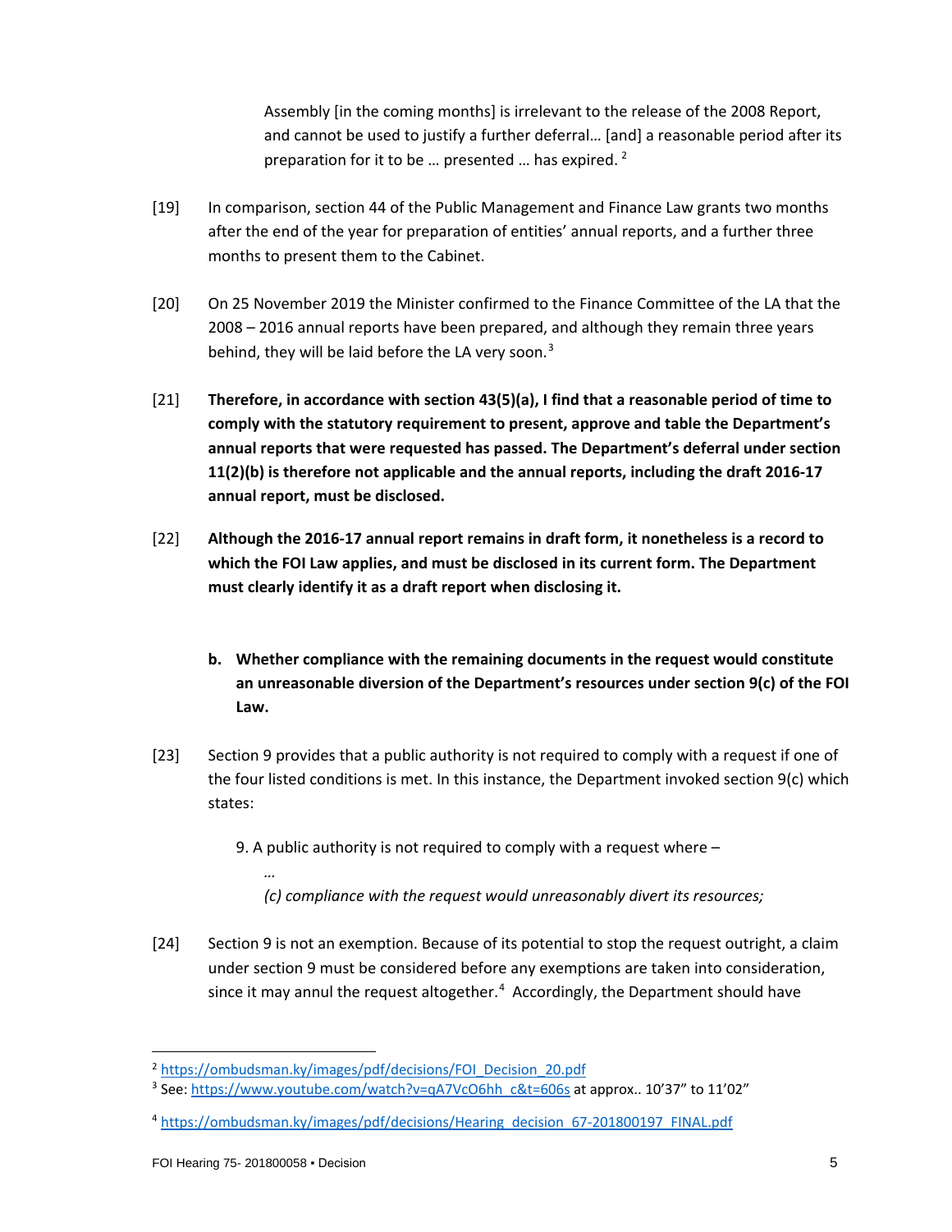> Assembly [in the coming months] is irrelevant to the release of the 2008 Report, and cannot be used to justify a further deferral… [and] a reasonable period after its preparation for it to be … presented … has expired. [2]

[19] In comparison, section 44 of the Public Management and Finance Law grants two months after the end of the year for preparation of entities' annual reports, and a further three months to present them to the Cabinet.

[20] On 25 November 2019 the Minister confirmed to the Finance Committee of the LA that the 2008 – 2016 annual reports have been prepared, and although they remain three years behind, they will be laid before the LA very soon. [3]

[21] **Therefore, in accordance with section 43(5)(a), I find that a reasonable period of time to comply with the statutory requirement to present, approve and table the Department's annual reports that were requested has passed. The Department's deferral under section 11(2)(b) is therefore not applicable and the annual reports, including the draft 2016-17 annual report, must be disclosed.**

[22] **Although the 2016-17 annual report remains in draft form, it nonetheless is a record to which the FOI Law applies, and must be disclosed in its current form. The Department must clearly identify it as a draft report when disclosing it.**

**b. Whether compliance with the remaining documents in the request would constitute an unreasonable diversion of the Department's resources under section 9(c) of the FOI Law.**

[23] Section 9 provides that a public authority is not required to comply with a request if one of the four listed conditions is met. In this instance, the Department invoked section 9(c) which states:

> 9. A public authority is not required to comply with a request where –
>
> …
>
> *(c) compliance with the request would unreasonably divert its resources;*

[24] Section 9 is not an exemption. Because of its potential to stop the request outright, a claim under section 9 must be considered before any exemptions are taken into consideration, since it may annul the request altogether. [4] Accordingly, the Department should have

---

[2] https://ombudsman.ky/images/pdf/decisions/FOI_Decision_20.pdf

[3] See: https://www.youtube.com/watch?v=qA7VcO6hh_c&t=606s at approx.. 10'37" to 11'02"

[4] https://ombudsman.ky/images/pdf/decisions/Hearing_decision_67-201800197_FINAL.pdf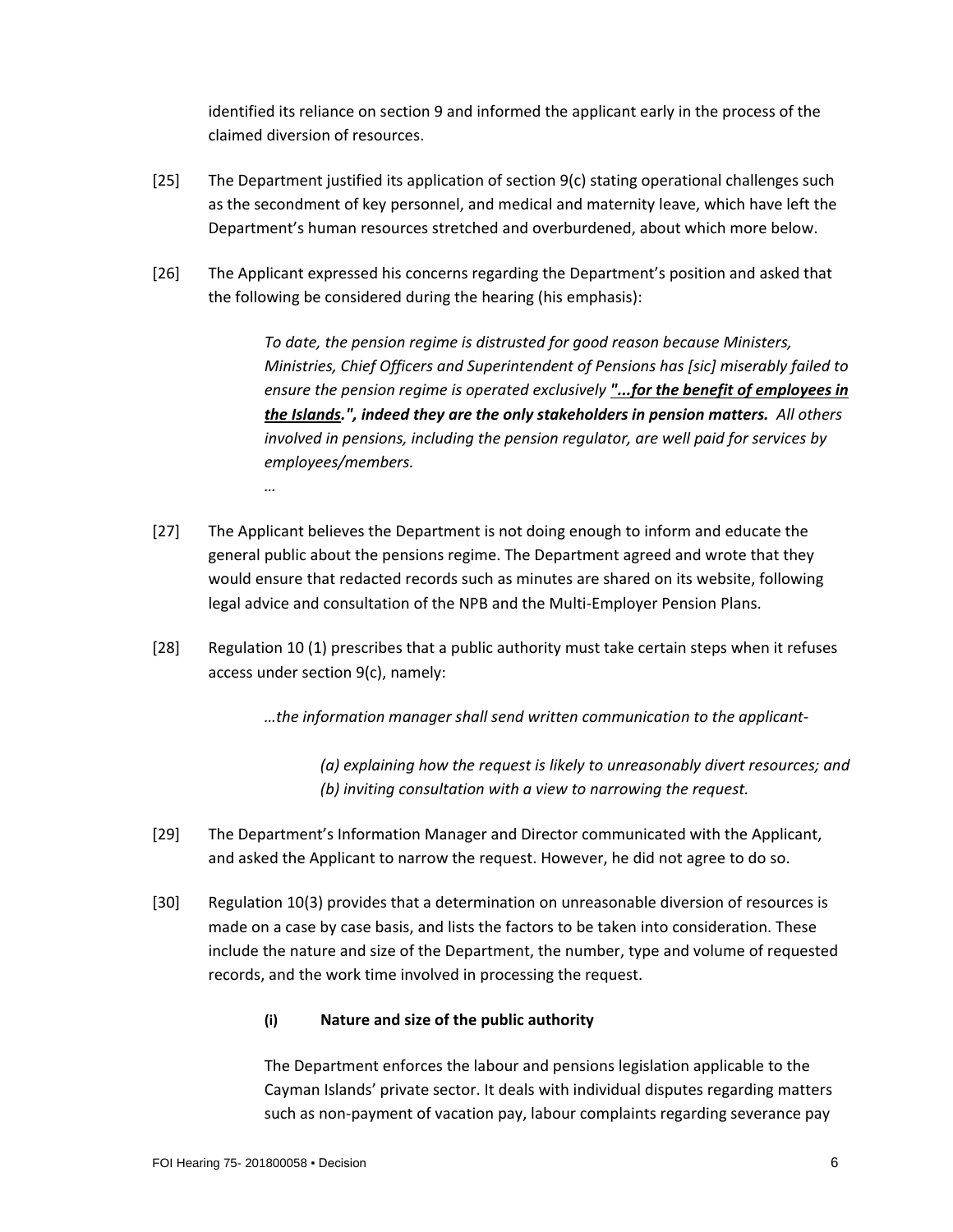identified its reliance on section 9 and informed the applicant early in the process of the claimed diversion of resources.

[25] The Department justified its application of section 9(c) stating operational challenges such as the secondment of key personnel, and medical and maternity leave, which have left the Department's human resources stretched and overburdened, about which more below.

[26] The Applicant expressed his concerns regarding the Department's position and asked that the following be considered during the hearing (his emphasis):

> *To date, the pension regime is distrusted for good reason because Ministers, Ministries, Chief Officers and Superintendent of Pensions has [sic] miserably failed to ensure the pension regime is operated exclusively* ***<u>"...for the benefit of employees in the Islands</u>.", indeed they are the only stakeholders in pension matters.*** *All others involved in pensions, including the pension regulator, are well paid for services by employees/members.*
>
> *…*

[27] The Applicant believes the Department is not doing enough to inform and educate the general public about the pensions regime. The Department agreed and wrote that they would ensure that redacted records such as minutes are shared on its website, following legal advice and consultation of the NPB and the Multi-Employer Pension Plans.

[28] Regulation 10 (1) prescribes that a public authority must take certain steps when it refuses access under section 9(c), namely:

> *…the information manager shall send written communication to the applicant-*
>
> > *(a) explaining how the request is likely to unreasonably divert resources; and*
> > *(b) inviting consultation with a view to narrowing the request.*

[29] The Department's Information Manager and Director communicated with the Applicant, and asked the Applicant to narrow the request. However, he did not agree to do so.

[30] Regulation 10(3) provides that a determination on unreasonable diversion of resources is made on a case by case basis, and lists the factors to be taken into consideration. These include the nature and size of the Department, the number, type and volume of requested records, and the work time involved in processing the request.

**(i) Nature and size of the public authority**

The Department enforces the labour and pensions legislation applicable to the Cayman Islands' private sector. It deals with individual disputes regarding matters such as non-payment of vacation pay, labour complaints regarding severance pay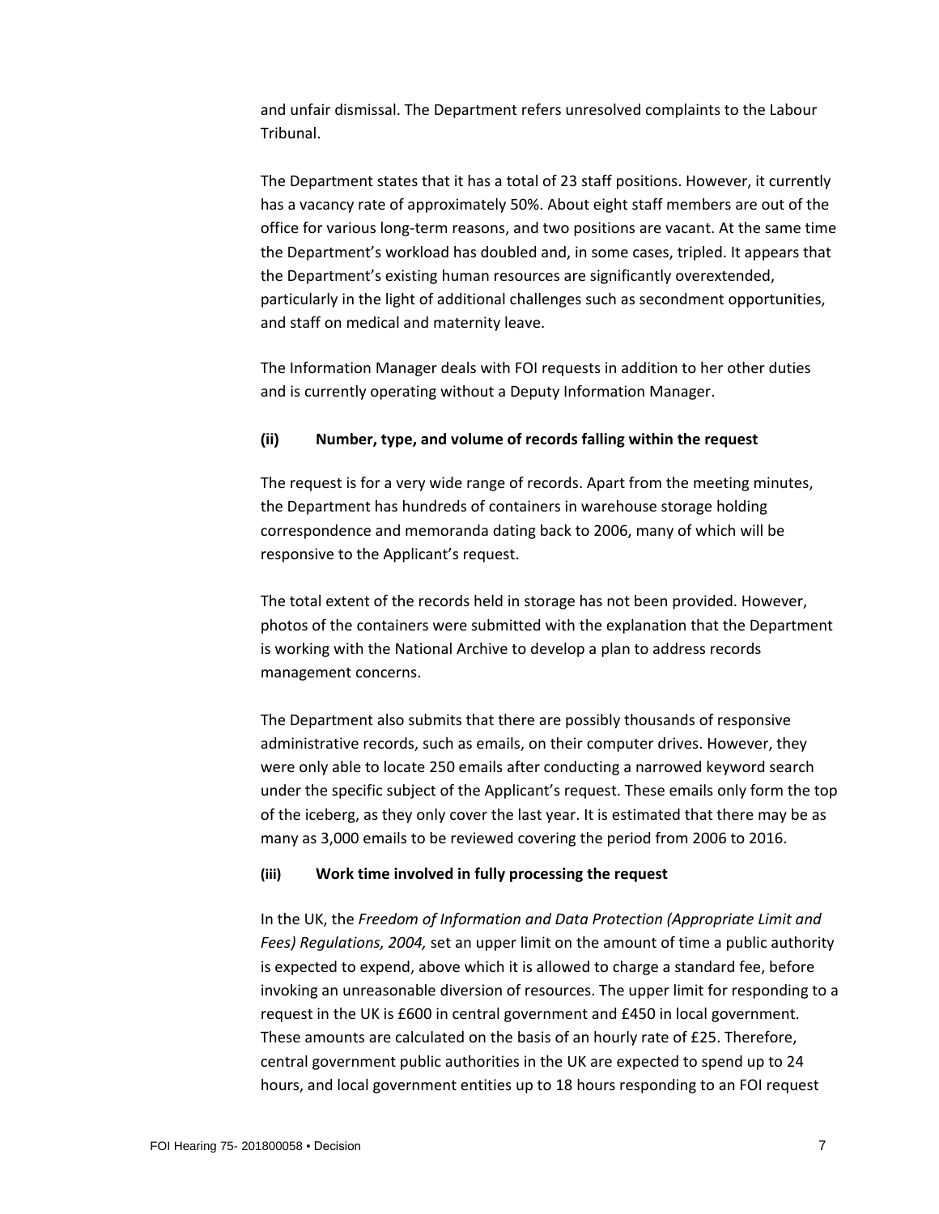and unfair dismissal. The Department refers unresolved complaints to the Labour Tribunal.

The Department states that it has a total of 23 staff positions. However, it currently has a vacancy rate of approximately 50%. About eight staff members are out of the office for various long-term reasons, and two positions are vacant. At the same time the Department's workload has doubled and, in some cases, tripled. It appears that the Department's existing human resources are significantly overextended, particularly in the light of additional challenges such as secondment opportunities, and staff on medical and maternity leave.

The Information Manager deals with FOI requests in addition to her other duties and is currently operating without a Deputy Information Manager.

**(ii) Number, type, and volume of records falling within the request**

The request is for a very wide range of records. Apart from the meeting minutes, the Department has hundreds of containers in warehouse storage holding correspondence and memoranda dating back to 2006, many of which will be responsive to the Applicant's request.

The total extent of the records held in storage has not been provided. However, photos of the containers were submitted with the explanation that the Department is working with the National Archive to develop a plan to address records management concerns.

The Department also submits that there are possibly thousands of responsive administrative records, such as emails, on their computer drives. However, they were only able to locate 250 emails after conducting a narrowed keyword search under the specific subject of the Applicant's request. These emails only form the top of the iceberg, as they only cover the last year. It is estimated that there may be as many as 3,000 emails to be reviewed covering the period from 2006 to 2016.

**(iii) Work time involved in fully processing the request**

In the UK, the *Freedom of Information and Data Protection (Appropriate Limit and Fees) Regulations, 2004,* set an upper limit on the amount of time a public authority is expected to expend, above which it is allowed to charge a standard fee, before invoking an unreasonable diversion of resources. The upper limit for responding to a request in the UK is £600 in central government and £450 in local government. These amounts are calculated on the basis of an hourly rate of £25. Therefore, central government public authorities in the UK are expected to spend up to 24 hours, and local government entities up to 18 hours responding to an FOI request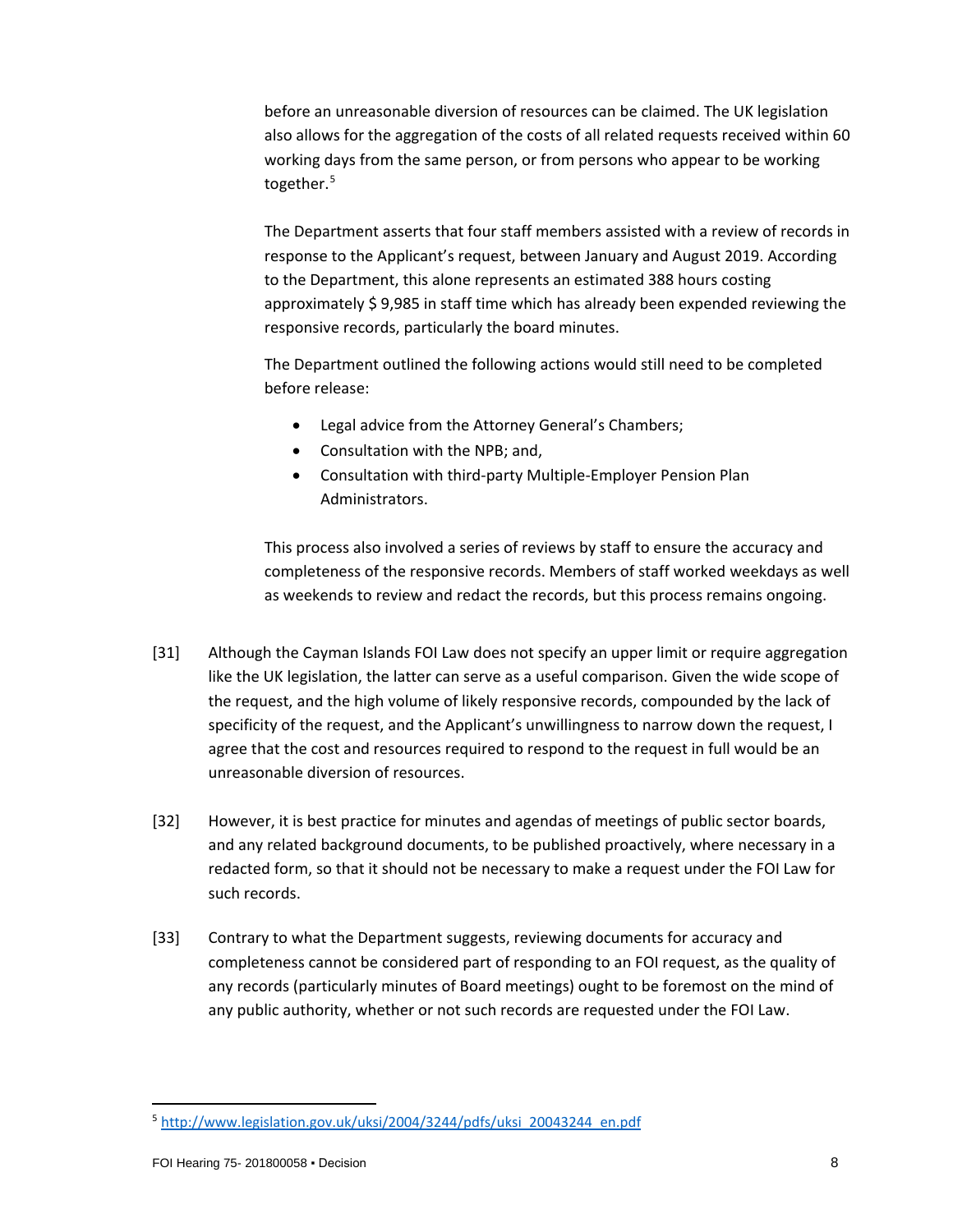before an unreasonable diversion of resources can be claimed. The UK legislation also allows for the aggregation of the costs of all related requests received within 60 working days from the same person, or from persons who appear to be working together.[5]

The Department asserts that four staff members assisted with a review of records in response to the Applicant's request, between January and August 2019. According to the Department, this alone represents an estimated 388 hours costing approximately $ 9,985 in staff time which has already been expended reviewing the responsive records, particularly the board minutes.

The Department outlined the following actions would still need to be completed before release:

- Legal advice from the Attorney General's Chambers;
- Consultation with the NPB; and,
- Consultation with third-party Multiple-Employer Pension Plan Administrators.

This process also involved a series of reviews by staff to ensure the accuracy and completeness of the responsive records. Members of staff worked weekdays as well as weekends to review and redact the records, but this process remains ongoing.

[31] Although the Cayman Islands FOI Law does not specify an upper limit or require aggregation like the UK legislation, the latter can serve as a useful comparison. Given the wide scope of the request, and the high volume of likely responsive records, compounded by the lack of specificity of the request, and the Applicant's unwillingness to narrow down the request, I agree that the cost and resources required to respond to the request in full would be an unreasonable diversion of resources.

[32] However, it is best practice for minutes and agendas of meetings of public sector boards, and any related background documents, to be published proactively, where necessary in a redacted form, so that it should not be necessary to make a request under the FOI Law for such records.

[33] Contrary to what the Department suggests, reviewing documents for accuracy and completeness cannot be considered part of responding to an FOI request, as the quality of any records (particularly minutes of Board meetings) ought to be foremost on the mind of any public authority, whether or not such records are requested under the FOI Law.

[5] http://www.legislation.gov.uk/uksi/2004/3244/pdfs/uksi_20043244_en.pdf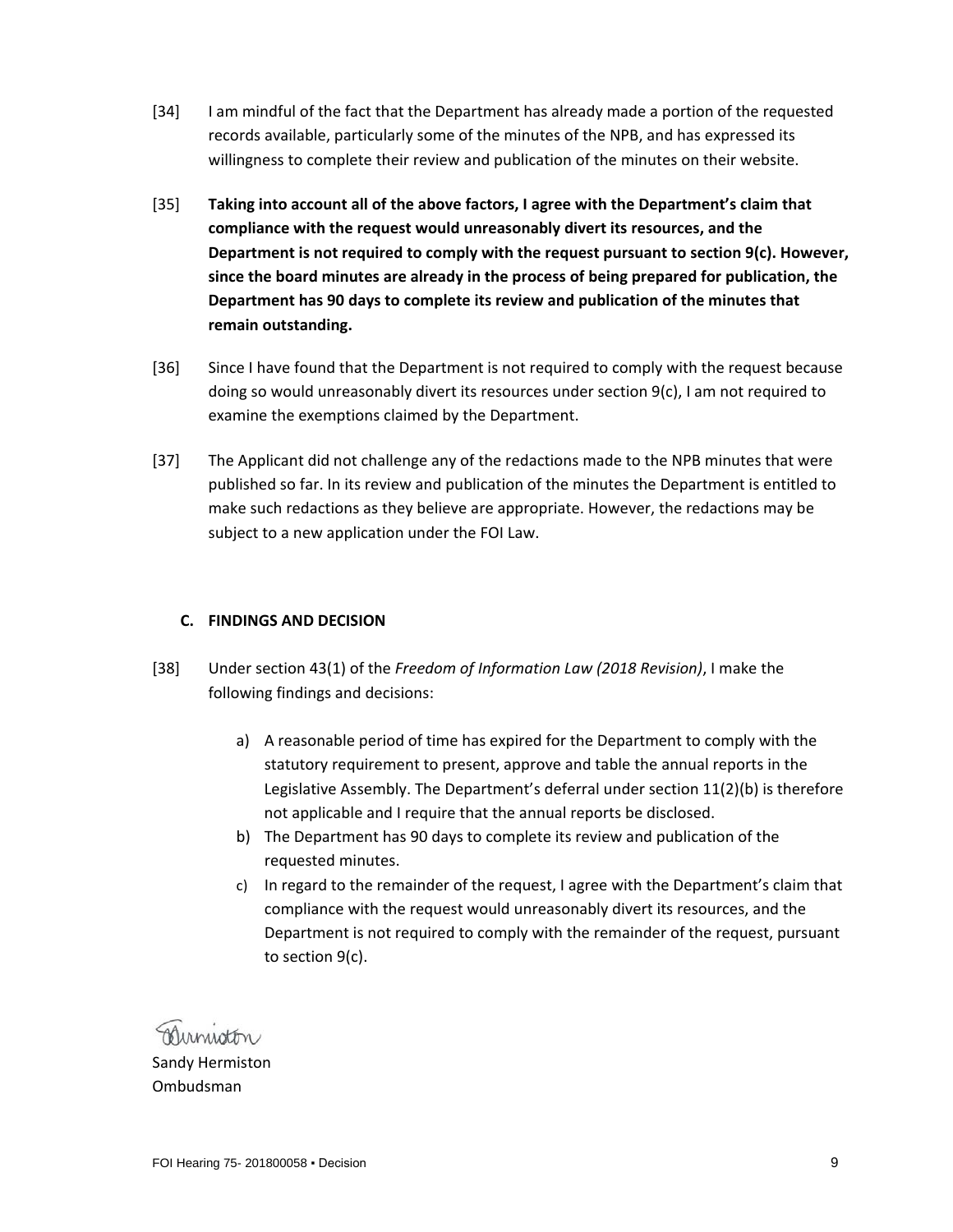[34] I am mindful of the fact that the Department has already made a portion of the requested records available, particularly some of the minutes of the NPB, and has expressed its willingness to complete their review and publication of the minutes on their website.

[35] **Taking into account all of the above factors, I agree with the Department's claim that compliance with the request would unreasonably divert its resources, and the Department is not required to comply with the request pursuant to section 9(c). However, since the board minutes are already in the process of being prepared for publication, the Department has 90 days to complete its review and publication of the minutes that remain outstanding.**

[36] Since I have found that the Department is not required to comply with the request because doing so would unreasonably divert its resources under section 9(c), I am not required to examine the exemptions claimed by the Department.

[37] The Applicant did not challenge any of the redactions made to the NPB minutes that were published so far. In its review and publication of the minutes the Department is entitled to make such redactions as they believe are appropriate. However, the redactions may be subject to a new application under the FOI Law.

## C. FINDINGS AND DECISION

[38] Under section 43(1) of the *Freedom of Information Law (2018 Revision)*, I make the following findings and decisions:

a) A reasonable period of time has expired for the Department to comply with the statutory requirement to present, approve and table the annual reports in the Legislative Assembly. The Department's deferral under section 11(2)(b) is therefore not applicable and I require that the annual reports be disclosed.

b) The Department has 90 days to complete its review and publication of the requested minutes.

c) In regard to the remainder of the request, I agree with the Department's claim that compliance with the request would unreasonably divert its resources, and the Department is not required to comply with the remainder of the request, pursuant to section 9(c).

Sandy Hermiston
Ombudsman